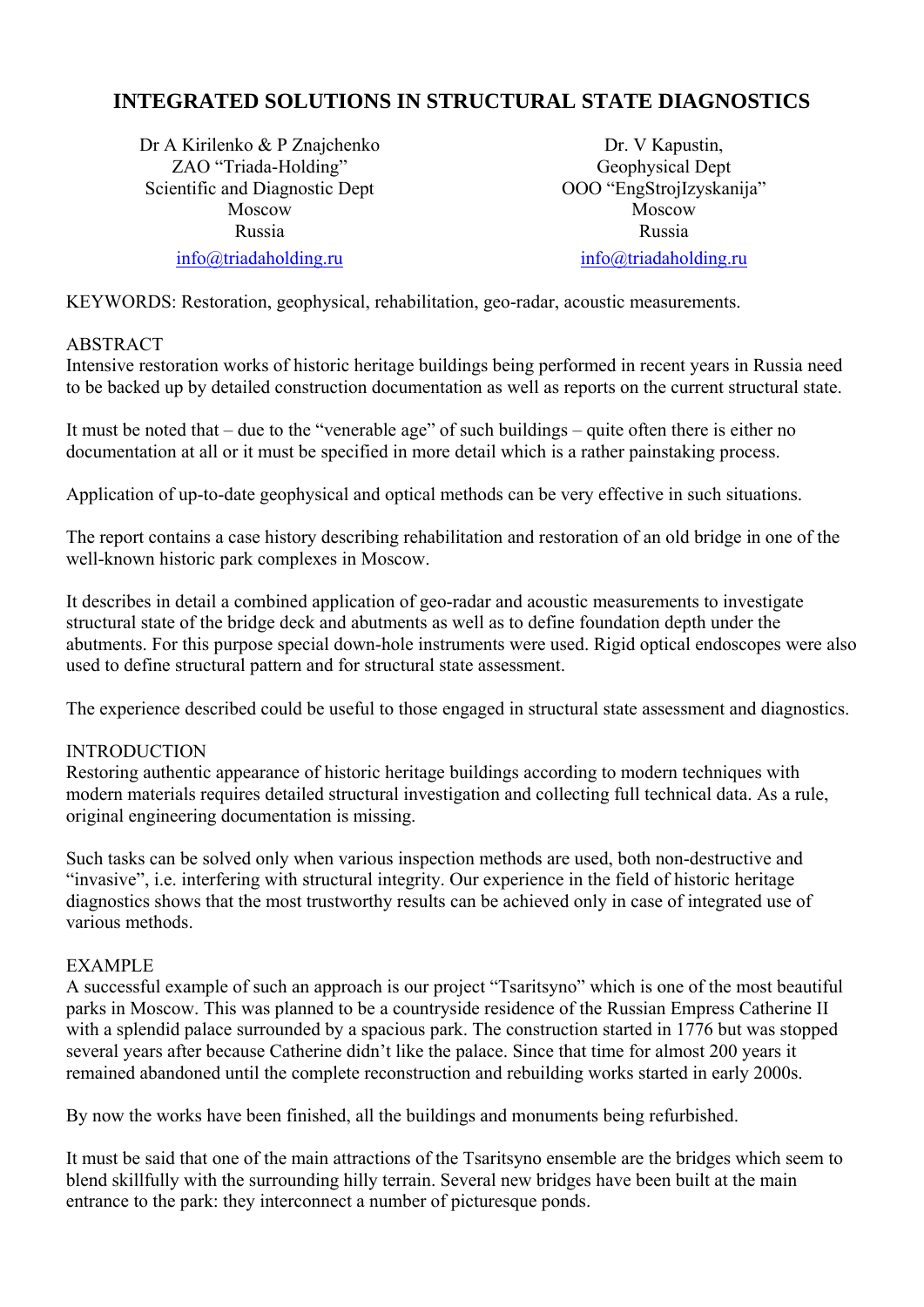# INTEGRATED SOLUTIONS IN STRUCTURAL STATE DIAGNOSTICS

Dr A Kirilenko & P Znajchenko
ZAO "Triada-Holding"
Scientific and Diagnostic Dept
Moscow
Russia
info@triadaholding.ru

Dr. V Kapustin,
Geophysical Dept
OOO "EngStrojIzyskanija"
Moscow
Russia
info@triadaholding.ru

KEYWORDS: Restoration, geophysical, rehabilitation, geo-radar, acoustic measurements.

## ABSTRACT

Intensive restoration works of historic heritage buildings being performed in recent years in Russia need to be backed up by detailed construction documentation as well as reports on the current structural state.

It must be noted that – due to the "venerable age" of such buildings – quite often there is either no documentation at all or it must be specified in more detail which is a rather painstaking process.

Application of up-to-date geophysical and optical methods can be very effective in such situations.

The report contains a case history describing rehabilitation and restoration of an old bridge in one of the well-known historic park complexes in Moscow.

It describes in detail a combined application of geo-radar and acoustic measurements to investigate structural state of the bridge deck and abutments as well as to define foundation depth under the abutments. For this purpose special down-hole instruments were used. Rigid optical endoscopes were also used to define structural pattern and for structural state assessment.

The experience described could be useful to those engaged in structural state assessment and diagnostics.

## INTRODUCTION

Restoring authentic appearance of historic heritage buildings according to modern techniques with modern materials requires detailed structural investigation and collecting full technical data. As a rule, original engineering documentation is missing.

Such tasks can be solved only when various inspection methods are used, both non-destructive and "invasive", i.e. interfering with structural integrity. Our experience in the field of historic heritage diagnostics shows that the most trustworthy results can be achieved only in case of integrated use of various methods.

## EXAMPLE

A successful example of such an approach is our project "Tsaritsyno" which is one of the most beautiful parks in Moscow. This was planned to be a countryside residence of the Russian Empress Catherine II with a splendid palace surrounded by a spacious park. The construction started in 1776 but was stopped several years after because Catherine didn't like the palace. Since that time for almost 200 years it remained abandoned until the complete reconstruction and rebuilding works started in early 2000s.

By now the works have been finished, all the buildings and monuments being refurbished.

It must be said that one of the main attractions of the Tsaritsyno ensemble are the bridges which seem to blend skillfully with the surrounding hilly terrain. Several new bridges have been built at the main entrance to the park: they interconnect a number of picturesque ponds.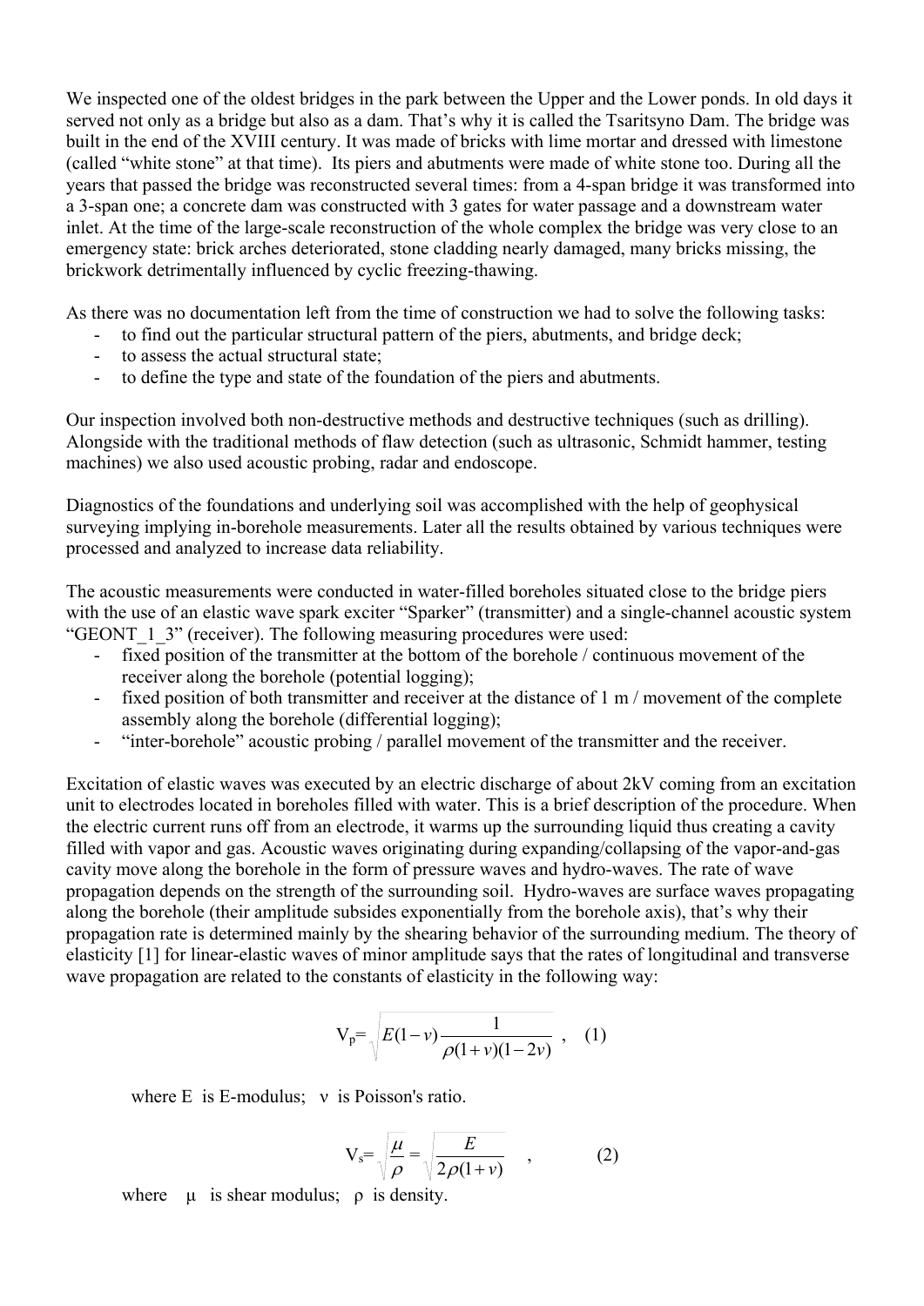We inspected one of the oldest bridges in the park between the Upper and the Lower ponds. In old days it served not only as a bridge but also as a dam. That's why it is called the Tsaritsyno Dam. The bridge was built in the end of the XVIII century. It was made of bricks with lime mortar and dressed with limestone (called "white stone" at that time). Its piers and abutments were made of white stone too. During all the years that passed the bridge was reconstructed several times: from a 4-span bridge it was transformed into a 3-span one; a concrete dam was constructed with 3 gates for water passage and a downstream water inlet. At the time of the large-scale reconstruction of the whole complex the bridge was very close to an emergency state: brick arches deteriorated, stone cladding nearly damaged, many bricks missing, the brickwork detrimentally influenced by cyclic freezing-thawing.

As there was no documentation left from the time of construction we had to solve the following tasks:

- to find out the particular structural pattern of the piers, abutments, and bridge deck;
- to assess the actual structural state;
- to define the type and state of the foundation of the piers and abutments.

Our inspection involved both non-destructive methods and destructive techniques (such as drilling). Alongside with the traditional methods of flaw detection (such as ultrasonic, Schmidt hammer, testing machines) we also used acoustic probing, radar and endoscope.

Diagnostics of the foundations and underlying soil was accomplished with the help of geophysical surveying implying in-borehole measurements. Later all the results obtained by various techniques were processed and analyzed to increase data reliability.

The acoustic measurements were conducted in water-filled boreholes situated close to the bridge piers with the use of an elastic wave spark exciter "Sparker" (transmitter) and a single-channel acoustic system "GEONT_1_3" (receiver). The following measuring procedures were used:

- fixed position of the transmitter at the bottom of the borehole / continuous movement of the receiver along the borehole (potential logging);
- fixed position of both transmitter and receiver at the distance of 1 m / movement of the complete assembly along the borehole (differential logging);
- "inter-borehole" acoustic probing / parallel movement of the transmitter and the receiver.

Excitation of elastic waves was executed by an electric discharge of about 2kV coming from an excitation unit to electrodes located in boreholes filled with water. This is a brief description of the procedure. When the electric current runs off from an electrode, it warms up the surrounding liquid thus creating a cavity filled with vapor and gas. Acoustic waves originating during expanding/collapsing of the vapor-and-gas cavity move along the borehole in the form of pressure waves and hydro-waves. The rate of wave propagation depends on the strength of the surrounding soil. Hydro-waves are surface waves propagating along the borehole (their amplitude subsides exponentially from the borehole axis), that's why their propagation rate is determined mainly by the shearing behavior of the surrounding medium. The theory of elasticity [1] for linear-elastic waves of minor amplitude says that the rates of longitudinal and transverse wave propagation are related to the constants of elasticity in the following way:

$$V_p = \sqrt{E(1-\nu)\frac{1}{\rho(1+\nu)(1-2\nu)}} , \quad (1)$$

where $E$ is E-modulus; $\nu$ is Poisson's ratio.

$$V_s = \sqrt{\frac{\mu}{\rho}} = \sqrt{\frac{E}{2\rho(1+\nu)}} , \quad (2)$$

where $\mu$ is shear modulus; $\rho$ is density.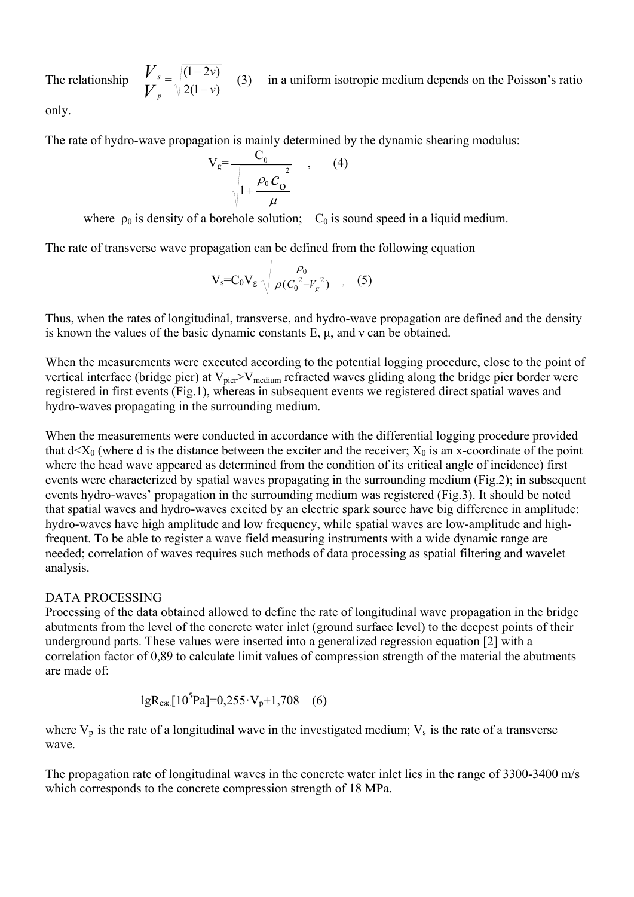The relationship $\frac{V_s}{V_p} = \sqrt{\frac{(1-2\nu)}{2(1-\nu)}}$ (3) in a uniform isotropic medium depends on the Poisson's ratio only.

The rate of hydro-wave propagation is mainly determined by the dynamic shearing modulus:

$$V_g = \frac{C_0}{\sqrt{1 + \frac{\rho_0 C_0^2}{\mu}}}, \qquad (4)$$

where $\rho_0$ is density of a borehole solution; $C_0$ is sound speed in a liquid medium.

The rate of transverse wave propagation can be defined from the following equation

$$V_s = C_0 V_g \sqrt{\frac{\rho_0}{\rho(C_0^2 - V_g^2)}}, \qquad (5)$$

Thus, when the rates of longitudinal, transverse, and hydro-wave propagation are defined and the density is known the values of the basic dynamic constants E, μ, and ν can be obtained.

When the measurements were executed according to the potential logging procedure, close to the point of vertical interface (bridge pier) at $V_{pier} > V_{medium}$ refracted waves gliding along the bridge pier border were registered in first events (Fig.1), whereas in subsequent events we registered direct spatial waves and hydro-waves propagating in the surrounding medium.

When the measurements were conducted in accordance with the differential logging procedure provided that $d < X_0$ (where d is the distance between the exciter and the receiver; $X_0$ is an x-coordinate of the point where the head wave appeared as determined from the condition of its critical angle of incidence) first events were characterized by spatial waves propagating in the surrounding medium (Fig.2); in subsequent events hydro-waves' propagation in the surrounding medium was registered (Fig.3). It should be noted that spatial waves and hydro-waves excited by an electric spark source have big difference in amplitude: hydro-waves have high amplitude and low frequency, while spatial waves are low-amplitude and high-frequent. To be able to register a wave field measuring instruments with a wide dynamic range are needed; correlation of waves requires such methods of data processing as spatial filtering and wavelet analysis.

DATA PROCESSING

Processing of the data obtained allowed to define the rate of longitudinal wave propagation in the bridge abutments from the level of the concrete water inlet (ground surface level) to the deepest points of their underground parts. These values were inserted into a generalized regression equation [2] with a correlation factor of 0,89 to calculate limit values of compression strength of the material the abutments are made of:

$$\lg R_{сж.}[10^5 Pa] = 0{,}255 \cdot V_p + 1{,}708 \quad (6)$$

where $V_p$ is the rate of a longitudinal wave in the investigated medium; $V_s$ is the rate of a transverse wave.

The propagation rate of longitudinal waves in the concrete water inlet lies in the range of 3300-3400 m/s which corresponds to the concrete compression strength of 18 MPa.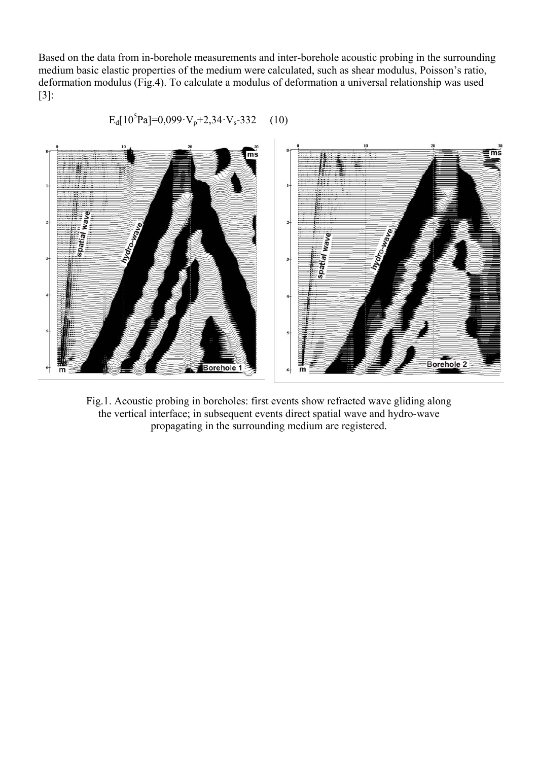Based on the data from in-borehole measurements and inter-borehole acoustic probing in the surrounding medium basic elastic properties of the medium were calculated, such as shear modulus, Poisson's ratio, deformation modulus (Fig.4). To calculate a modulus of deformation a universal relationship was used [3]:

$$E_d[10^5\text{Pa}]=0{,}099\cdot V_p+2{,}34\cdot V_s-332 \qquad (10)$$

Fig.1. Acoustic probing in boreholes: first events show refracted wave gliding along the vertical interface; in subsequent events direct spatial wave and hydro-wave propagating in the surrounding medium are registered.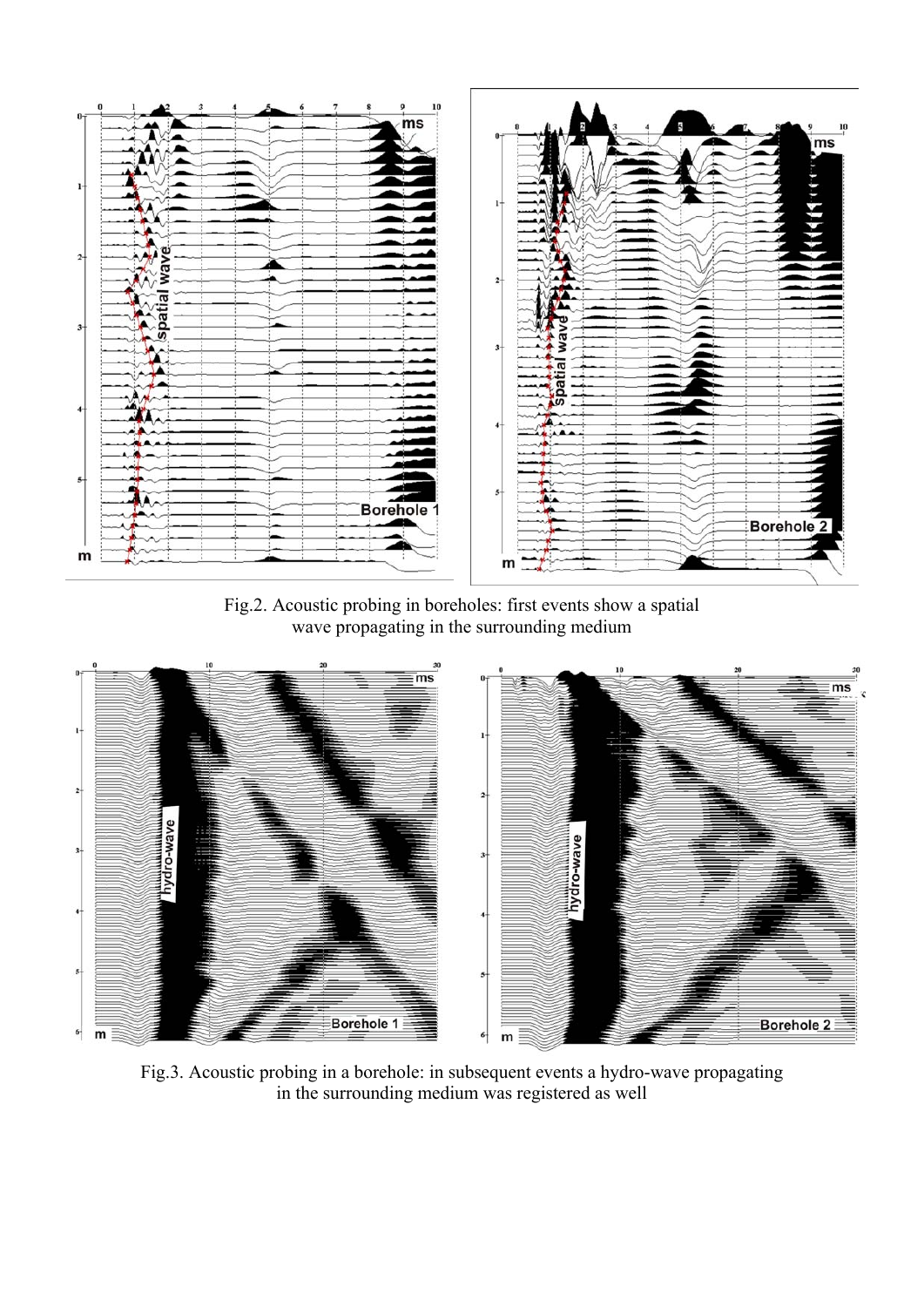Fig.2. Acoustic probing in boreholes: first events show a spatial wave propagating in the surrounding medium

Fig.3. Acoustic probing in a borehole: in subsequent events a hydro-wave propagating in the surrounding medium was registered as well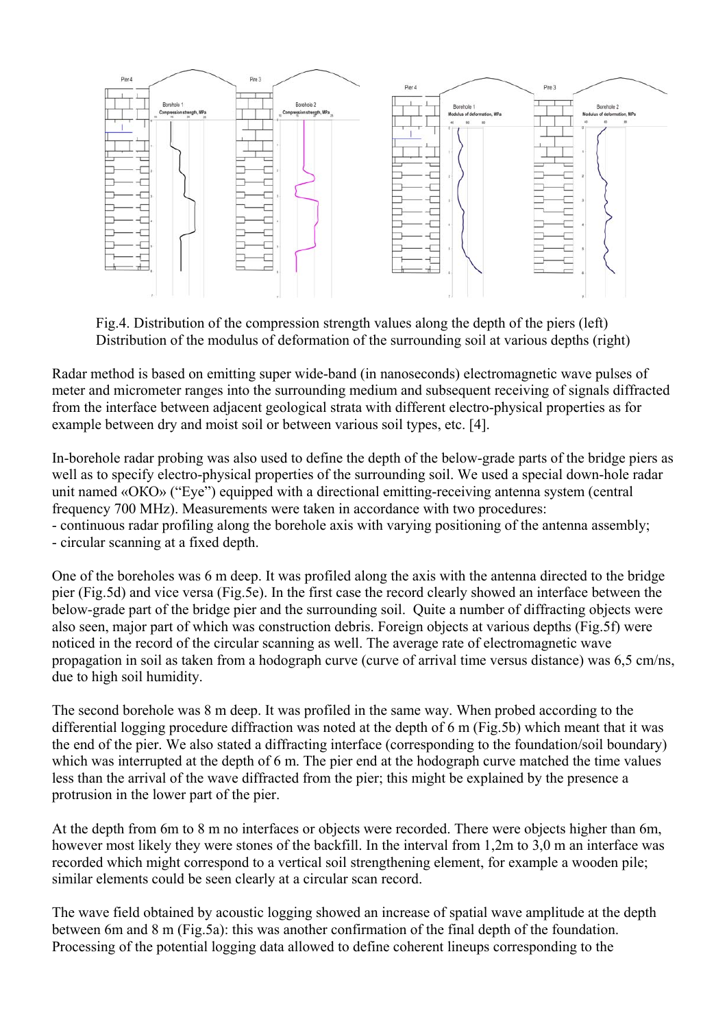Fig.4. Distribution of the compression strength values along the depth of the piers (left) Distribution of the modulus of deformation of the surrounding soil at various depths (right)

Radar method is based on emitting super wide-band (in nanoseconds) electromagnetic wave pulses of meter and micrometer ranges into the surrounding medium and subsequent receiving of signals diffracted from the interface between adjacent geological strata with different electro-physical properties as for example between dry and moist soil or between various soil types, etc. [4].

In-borehole radar probing was also used to define the depth of the below-grade parts of the bridge piers as well as to specify electro-physical properties of the surrounding soil. We used a special down-hole radar unit named «OKO» ("Eye") equipped with a directional emitting-receiving antenna system (central frequency 700 MHz). Measurements were taken in accordance with two procedures:

- continuous radar profiling along the borehole axis with varying positioning of the antenna assembly;
- circular scanning at a fixed depth.

One of the boreholes was 6 m deep. It was profiled along the axis with the antenna directed to the bridge pier (Fig.5d) and vice versa (Fig.5e). In the first case the record clearly showed an interface between the below-grade part of the bridge pier and the surrounding soil. Quite a number of diffracting objects were also seen, major part of which was construction debris. Foreign objects at various depths (Fig.5f) were noticed in the record of the circular scanning as well. The average rate of electromagnetic wave propagation in soil as taken from a hodograph curve (curve of arrival time versus distance) was 6,5 cm/ns, due to high soil humidity.

The second borehole was 8 m deep. It was profiled in the same way. When probed according to the differential logging procedure diffraction was noted at the depth of 6 m (Fig.5b) which meant that it was the end of the pier. We also stated a diffracting interface (corresponding to the foundation/soil boundary) which was interrupted at the depth of 6 m. The pier end at the hodograph curve matched the time values less than the arrival of the wave diffracted from the pier; this might be explained by the presence a protrusion in the lower part of the pier.

At the depth from 6m to 8 m no interfaces or objects were recorded. There were objects higher than 6m, however most likely they were stones of the backfill. In the interval from 1,2m to 3,0 m an interface was recorded which might correspond to a vertical soil strengthening element, for example a wooden pile; similar elements could be seen clearly at a circular scan record.

The wave field obtained by acoustic logging showed an increase of spatial wave amplitude at the depth between 6m and 8 m (Fig.5a): this was another confirmation of the final depth of the foundation. Processing of the potential logging data allowed to define coherent lineups corresponding to the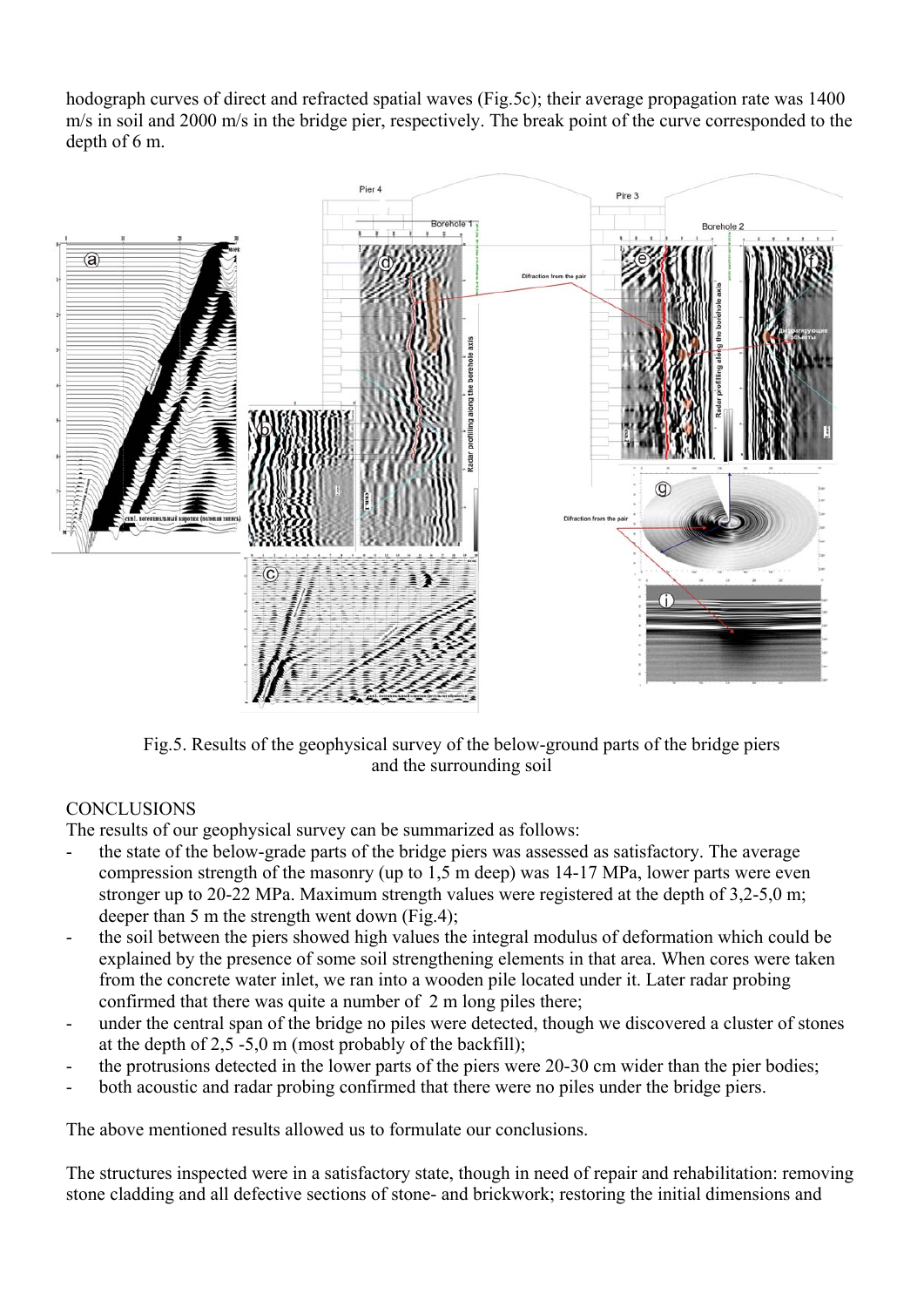hodograph curves of direct and refracted spatial waves (Fig.5c); their average propagation rate was 1400 m/s in soil and 2000 m/s in the bridge pier, respectively. The break point of the curve corresponded to the depth of 6 m.

Fig.5. Results of the geophysical survey of the below-ground parts of the bridge piers and the surrounding soil

## CONCLUSIONS

The results of our geophysical survey can be summarized as follows:

- the state of the below-grade parts of the bridge piers was assessed as satisfactory. The average compression strength of the masonry (up to 1,5 m deep) was 14-17 MPa, lower parts were even stronger up to 20-22 MPa. Maximum strength values were registered at the depth of 3,2-5,0 m; deeper than 5 m the strength went down (Fig.4);
- the soil between the piers showed high values the integral modulus of deformation which could be explained by the presence of some soil strengthening elements in that area. When cores were taken from the concrete water inlet, we ran into a wooden pile located under it. Later radar probing confirmed that there was quite a number of 2 m long piles there;
- under the central span of the bridge no piles were detected, though we discovered a cluster of stones at the depth of 2,5 -5,0 m (most probably of the backfill);
- the protrusions detected in the lower parts of the piers were 20-30 cm wider than the pier bodies;
- both acoustic and radar probing confirmed that there were no piles under the bridge piers.

The above mentioned results allowed us to formulate our conclusions.

The structures inspected were in a satisfactory state, though in need of repair and rehabilitation: removing stone cladding and all defective sections of stone- and brickwork; restoring the initial dimensions and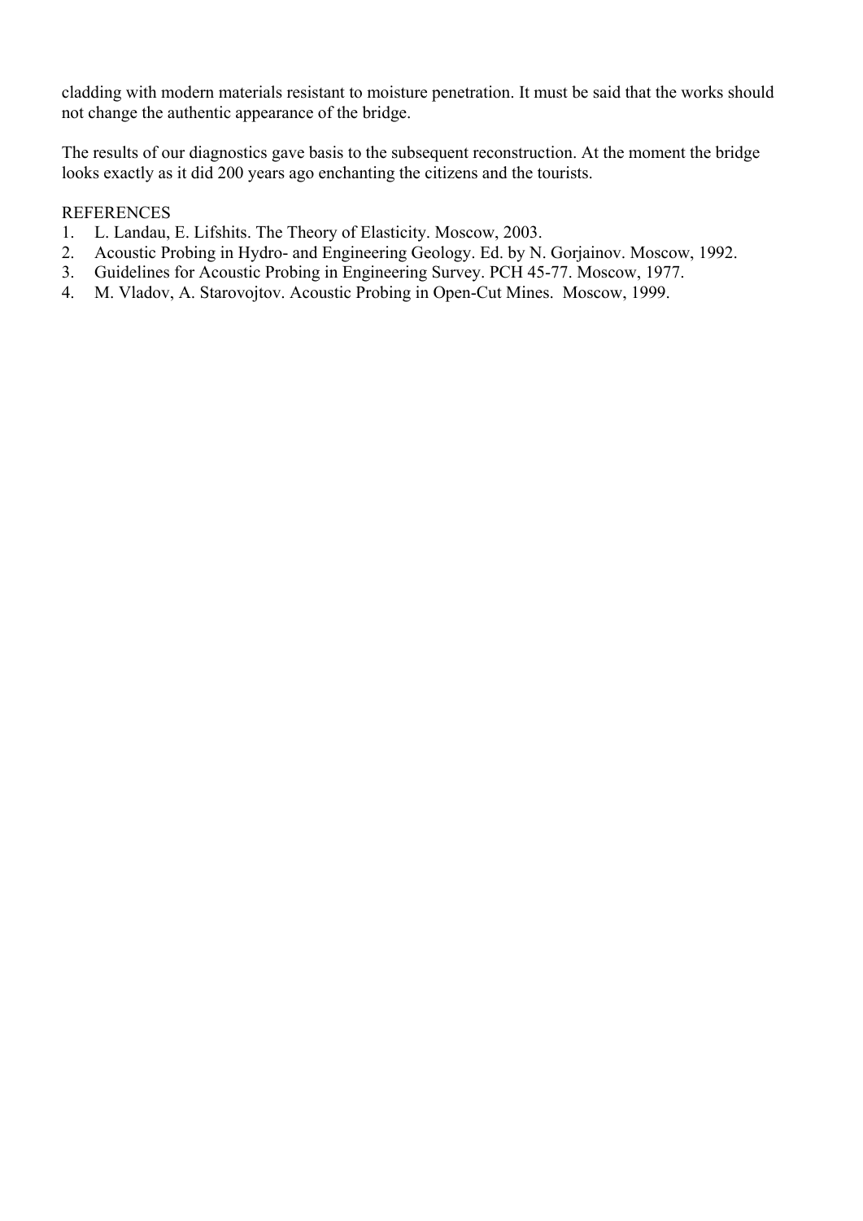cladding with modern materials resistant to moisture penetration. It must be said that the works should not change the authentic appearance of the bridge.

The results of our diagnostics gave basis to the subsequent reconstruction. At the moment the bridge looks exactly as it did 200 years ago enchanting the citizens and the tourists.

## REFERENCES

1. L. Landau, E. Lifshits. The Theory of Elasticity. Moscow, 2003.
2. Acoustic Probing in Hydro- and Engineering Geology. Ed. by N. Gorjainov. Moscow, 1992.
3. Guidelines for Acoustic Probing in Engineering Survey. PCH 45-77. Moscow, 1977.
4. M. Vladov, A. Starovojtov. Acoustic Probing in Open-Cut Mines. Moscow, 1999.